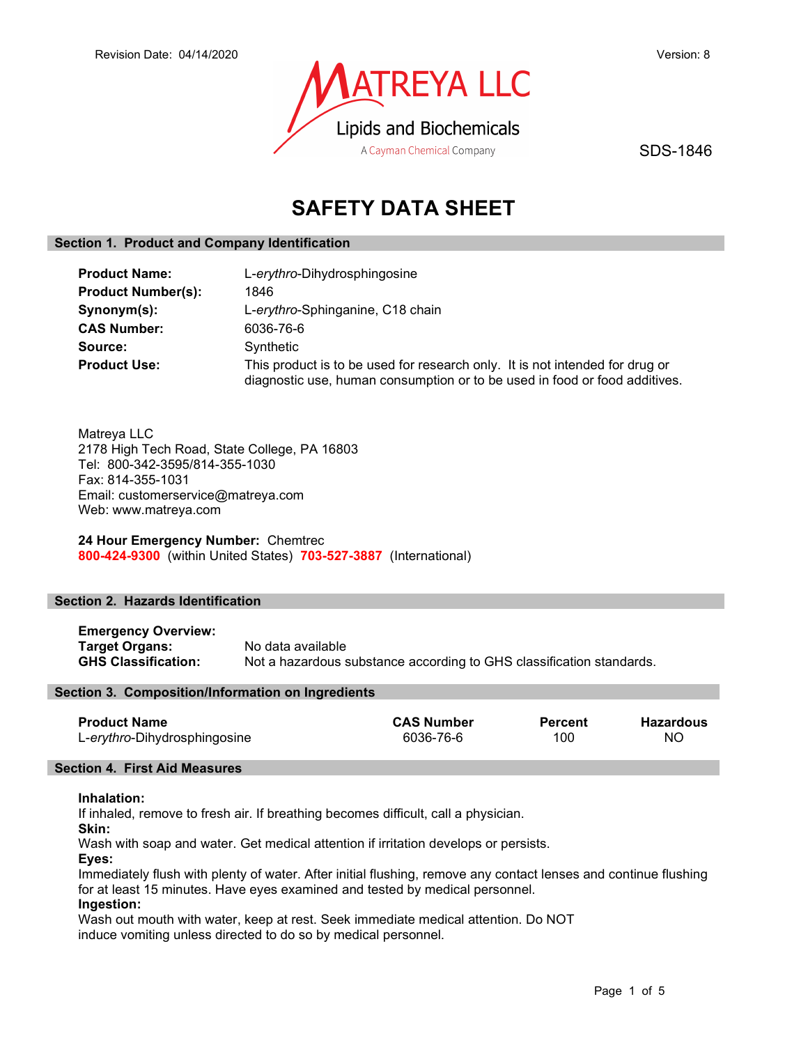Revision Date: 04/14/2020

Version: 8

MATREYA LLC
Lipids and Biochemicals
A Cayman Chemical Company

SDS-1846

# SAFETY DATA SHEET

## Section 1. Product and Company Identification

**Product Name:** L-*erythro*-Dihydrosphingosine
**Product Number(s):** 1846
**Synonym(s):** L-*erythro*-Sphinganine, C18 chain
**CAS Number:** 6036-76-6
**Source:** Synthetic
**Product Use:** This product is to be used for research only. It is not intended for drug or diagnostic use, human consumption or to be used in food or food additives.

Matreya LLC
2178 High Tech Road, State College, PA 16803
Tel: 800-342-3595/814-355-1030
Fax: 814-355-1031
Email: customerservice@matreya.com
Web: www.matreya.com

**24 Hour Emergency Number:** Chemtrec
**800-424-9300** (within United States) **703-527-3887** (International)

## Section 2. Hazards Identification

**Emergency Overview:**
**Target Organs:** No data available
**GHS Classification:** Not a hazardous substance according to GHS classification standards.

## Section 3. Composition/Information on Ingredients

| Product Name | CAS Number | Percent | Hazardous |
|---|---|---|---|
| L-*erythro*-Dihydrosphingosine | 6036-76-6 | 100 | NO |

## Section 4. First Aid Measures

**Inhalation:**
If inhaled, remove to fresh air. If breathing becomes difficult, call a physician.
**Skin:**
Wash with soap and water. Get medical attention if irritation develops or persists.
**Eyes:**
Immediately flush with plenty of water. After initial flushing, remove any contact lenses and continue flushing for at least 15 minutes. Have eyes examined and tested by medical personnel.
**Ingestion:**
Wash out mouth with water, keep at rest. Seek immediate medical attention. Do NOT induce vomiting unless directed to do so by medical personnel.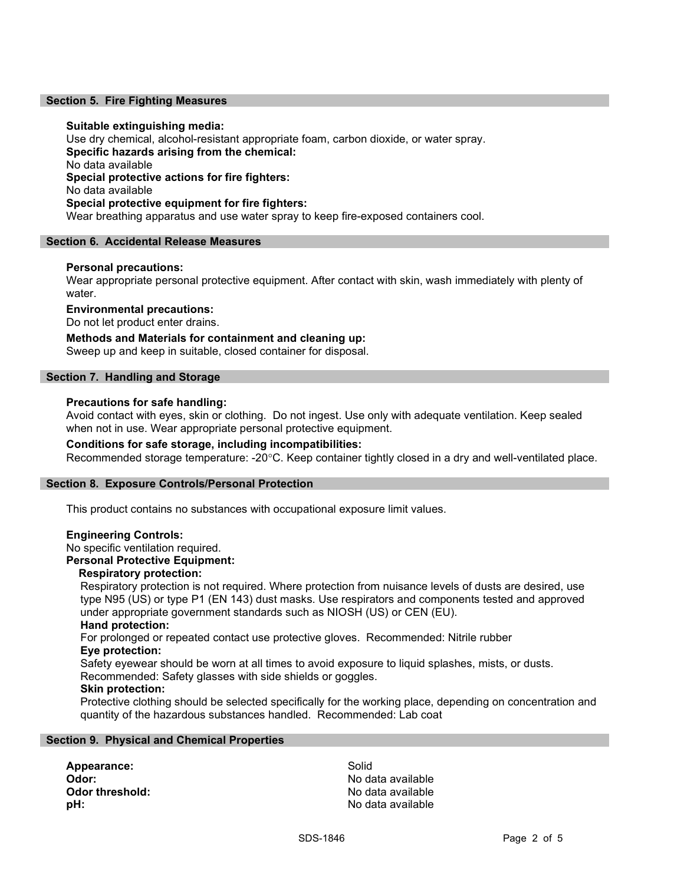## Section 5. Fire Fighting Measures

**Suitable extinguishing media:**
Use dry chemical, alcohol-resistant appropriate foam, carbon dioxide, or water spray.
**Specific hazards arising from the chemical:**
No data available
**Special protective actions for fire fighters:**
No data available
**Special protective equipment for fire fighters:**
Wear breathing apparatus and use water spray to keep fire-exposed containers cool.

## Section 6. Accidental Release Measures

**Personal precautions:**
Wear appropriate personal protective equipment. After contact with skin, wash immediately with plenty of water.

**Environmental precautions:**
Do not let product enter drains.

**Methods and Materials for containment and cleaning up:**
Sweep up and keep in suitable, closed container for disposal.

## Section 7. Handling and Storage

**Precautions for safe handling:**
Avoid contact with eyes, skin or clothing. Do not ingest. Use only with adequate ventilation. Keep sealed when not in use. Wear appropriate personal protective equipment.

**Conditions for safe storage, including incompatibilities:**
Recommended storage temperature: -20°C. Keep container tightly closed in a dry and well-ventilated place.

## Section 8. Exposure Controls/Personal Protection

This product contains no substances with occupational exposure limit values.

**Engineering Controls:**
No specific ventilation required.
**Personal Protective Equipment:**
**Respiratory protection:**
Respiratory protection is not required. Where protection from nuisance levels of dusts are desired, use type N95 (US) or type P1 (EN 143) dust masks. Use respirators and components tested and approved under appropriate government standards such as NIOSH (US) or CEN (EU).
**Hand protection:**
For prolonged or repeated contact use protective gloves. Recommended: Nitrile rubber
**Eye protection:**
Safety eyewear should be worn at all times to avoid exposure to liquid splashes, mists, or dusts. Recommended: Safety glasses with side shields or goggles.
**Skin protection:**
Protective clothing should be selected specifically for the working place, depending on concentration and quantity of the hazardous substances handled. Recommended: Lab coat

## Section 9. Physical and Chemical Properties

| | |
|---|---|
| **Appearance:** | Solid |
| **Odor:** | No data available |
| **Odor threshold:** | No data available |
| **pH:** | No data available |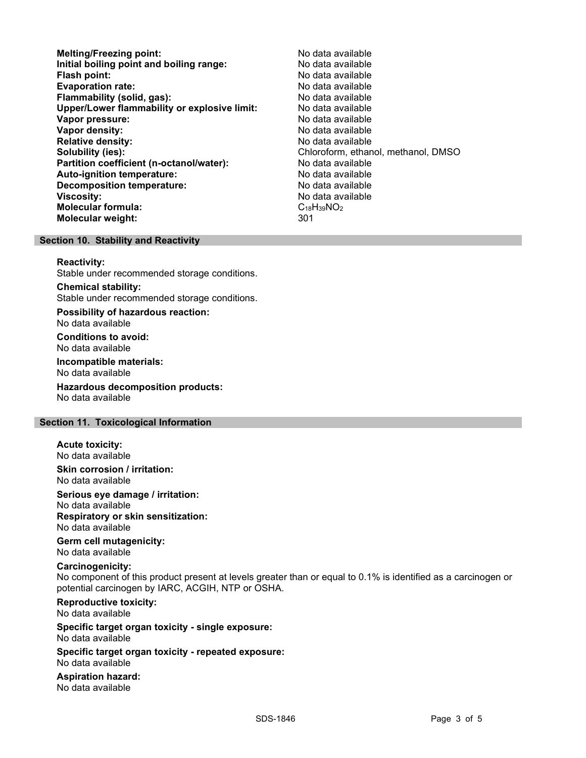| | |
|---|---|
| **Melting/Freezing point:** | No data available |
| **Initial boiling point and boiling range:** | No data available |
| **Flash point:** | No data available |
| **Evaporation rate:** | No data available |
| **Flammability (solid, gas):** | No data available |
| **Upper/Lower flammability or explosive limit:** | No data available |
| **Vapor pressure:** | No data available |
| **Vapor density:** | No data available |
| **Relative density:** | No data available |
| **Solubility (ies):** | Chloroform, ethanol, methanol, DMSO |
| **Partition coefficient (n-octanol/water):** | No data available |
| **Auto-ignition temperature:** | No data available |
| **Decomposition temperature:** | No data available |
| **Viscosity:** | No data available |
| **Molecular formula:** | $C_{18}H_{39}NO_2$ |
| **Molecular weight:** | 301 |

## Section 10. Stability and Reactivity

**Reactivity:**
Stable under recommended storage conditions.

**Chemical stability:**
Stable under recommended storage conditions.

**Possibility of hazardous reaction:**
No data available

**Conditions to avoid:**
No data available

**Incompatible materials:**
No data available

**Hazardous decomposition products:**
No data available

## Section 11. Toxicological Information

**Acute toxicity:**
No data available

**Skin corrosion / irritation:**
No data available

**Serious eye damage / irritation:**
No data available

**Respiratory or skin sensitization:**
No data available

**Germ cell mutagenicity:**
No data available

**Carcinogenicity:**
No component of this product present at levels greater than or equal to 0.1% is identified as a carcinogen or potential carcinogen by IARC, ACGIH, NTP or OSHA.

**Reproductive toxicity:**
No data available

**Specific target organ toxicity - single exposure:**
No data available

**Specific target organ toxicity - repeated exposure:**
No data available

**Aspiration hazard:**
No data available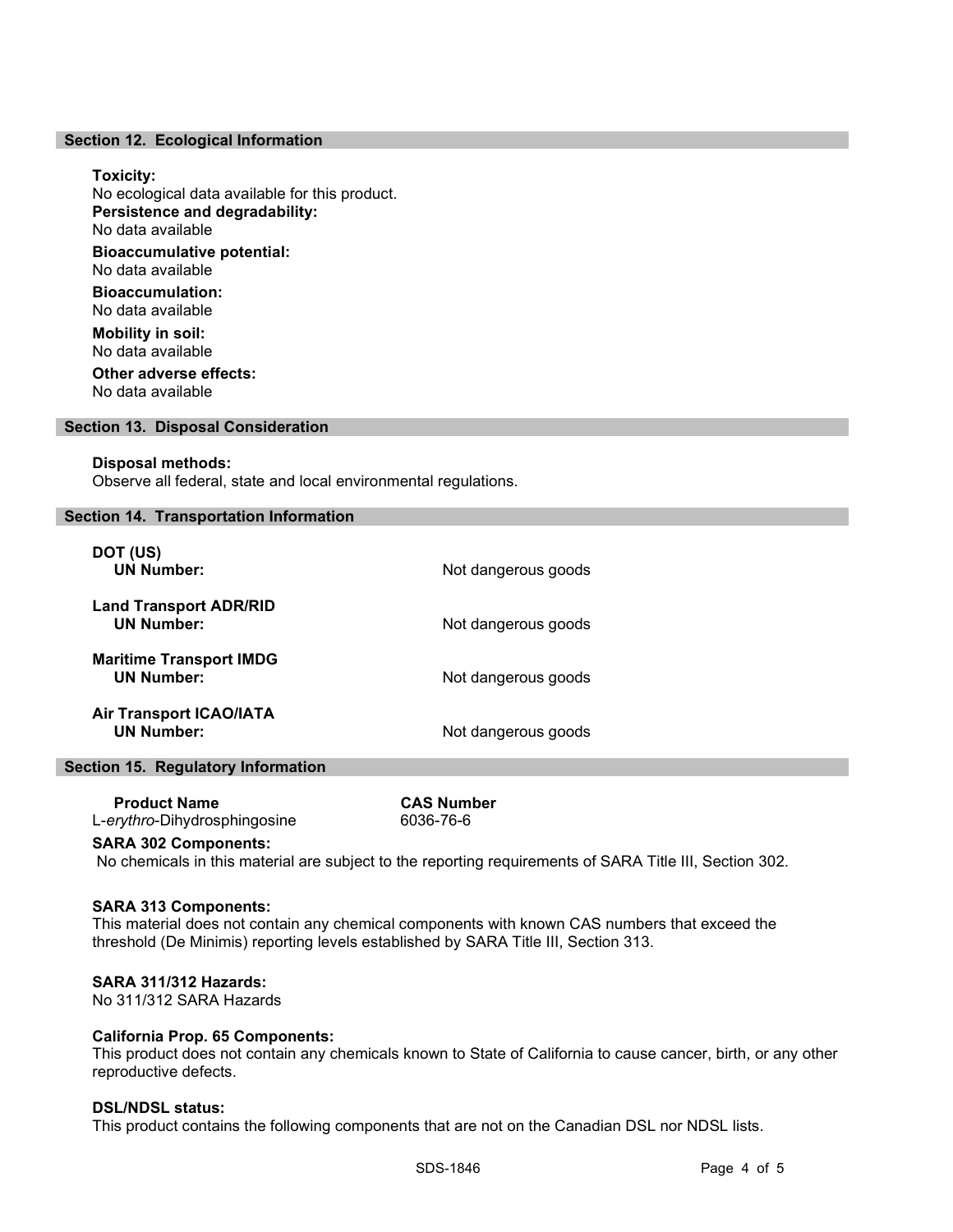## Section 12. Ecological Information

**Toxicity:**
No ecological data available for this product.

**Persistence and degradability:**
No data available

**Bioaccumulative potential:**
No data available

**Bioaccumulation:**
No data available

**Mobility in soil:**
No data available

**Other adverse effects:**
No data available

## Section 13. Disposal Consideration

**Disposal methods:**
Observe all federal, state and local environmental regulations.

## Section 14. Transportation Information

| | |
|---|---|
| **DOT (US)** | |
| **UN Number:** | Not dangerous goods |
| **Land Transport ADR/RID** | |
| **UN Number:** | Not dangerous goods |
| **Maritime Transport IMDG** | |
| **UN Number:** | Not dangerous goods |
| **Air Transport ICAO/IATA** | |
| **UN Number:** | Not dangerous goods |

## Section 15. Regulatory Information

| **Product Name** | **CAS Number** |
|---|---|
| L-*erythro*-Dihydrosphingosine | 6036-76-6 |

**SARA 302 Components:**
No chemicals in this material are subject to the reporting requirements of SARA Title III, Section 302.

**SARA 313 Components:**
This material does not contain any chemical components with known CAS numbers that exceed the threshold (De Minimis) reporting levels established by SARA Title III, Section 313.

**SARA 311/312 Hazards:**
No 311/312 SARA Hazards

**California Prop. 65 Components:**
This product does not contain any chemicals known to State of California to cause cancer, birth, or any other reproductive defects.

**DSL/NDSL status:**
This product contains the following components that are not on the Canadian DSL nor NDSL lists.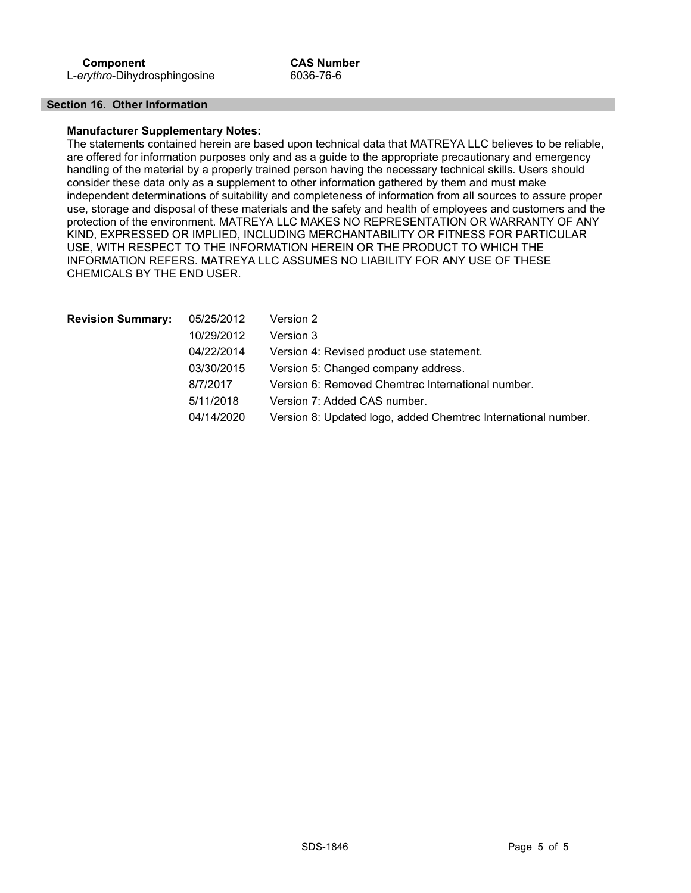| Component | CAS Number |
| --- | --- |
| L-*erythro*-Dihydrosphingosine | 6036-76-6 |

## Section 16. Other Information

**Manufacturer Supplementary Notes:**
The statements contained herein are based upon technical data that MATREYA LLC believes to be reliable, are offered for information purposes only and as a guide to the appropriate precautionary and emergency handling of the material by a properly trained person having the necessary technical skills. Users should consider these data only as a supplement to other information gathered by them and must make independent determinations of suitability and completeness of information from all sources to assure proper use, storage and disposal of these materials and the safety and health of employees and customers and the protection of the environment. MATREYA LLC MAKES NO REPRESENTATION OR WARRANTY OF ANY KIND, EXPRESSED OR IMPLIED, INCLUDING MERCHANTABILITY OR FITNESS FOR PARTICULAR USE, WITH RESPECT TO THE INFORMATION HEREIN OR THE PRODUCT TO WHICH THE INFORMATION REFERS. MATREYA LLC ASSUMES NO LIABILITY FOR ANY USE OF THESE CHEMICALS BY THE END USER.

| | | |
| --- | --- | --- |
| **Revision Summary:** | 05/25/2012 | Version 2 |
| | 10/29/2012 | Version 3 |
| | 04/22/2014 | Version 4: Revised product use statement. |
| | 03/30/2015 | Version 5: Changed company address. |
| | 8/7/2017 | Version 6: Removed Chemtrec International number. |
| | 5/11/2018 | Version 7: Added CAS number. |
| | 04/14/2020 | Version 8: Updated logo, added Chemtrec International number. |

SDS-1846